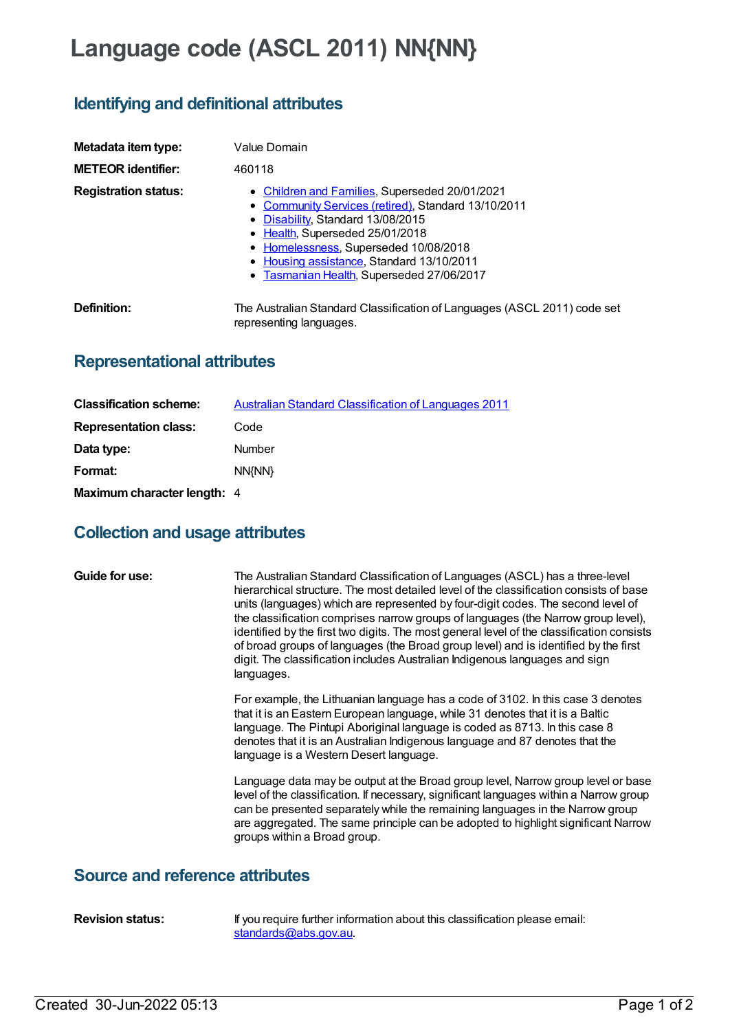# Language code (ASCL 2011) NN{NN}

## Identifying and definitional attributes

**Metadata item type:** Value Domain

**METEOR identifier:** 460118

**Registration status:**

- Children and Families, Superseded 20/01/2021
- Community Services (retired), Standard 13/10/2011
- Disability, Standard 13/08/2015
- Health, Superseded 25/01/2018
- Homelessness, Superseded 10/08/2018
- Housing assistance, Standard 13/10/2011
- Tasmanian Health, Superseded 27/06/2017

**Definition:** The Australian Standard Classification of Languages (ASCL 2011) code set representing languages.

## Representational attributes

**Classification scheme:** Australian Standard Classification of Languages 2011

**Representation class:** Code

**Data type:** Number

**Format:** NN{NN}

**Maximum character length:** 4

## Collection and usage attributes

**Guide for use:** The Australian Standard Classification of Languages (ASCL) has a three-level hierarchical structure. The most detailed level of the classification consists of base units (languages) which are represented by four-digit codes. The second level of the classification comprises narrow groups of languages (the Narrow group level), identified by the first two digits. The most general level of the classification consists of broad groups of languages (the Broad group level) and is identified by the first digit. The classification includes Australian Indigenous languages and sign languages.

For example, the Lithuanian language has a code of 3102. In this case 3 denotes that it is an Eastern European language, while 31 denotes that it is a Baltic language. The Pintupi Aboriginal language is coded as 8713. In this case 8 denotes that it is an Australian Indigenous language and 87 denotes that the language is a Western Desert language.

Language data may be output at the Broad group level, Narrow group level or base level of the classification. If necessary, significant languages within a Narrow group can be presented separately while the remaining languages in the Narrow group are aggregated. The same principle can be adopted to highlight significant Narrow groups within a Broad group.

## Source and reference attributes

**Revision status:** If you require further information about this classification please email: standards@abs.gov.au.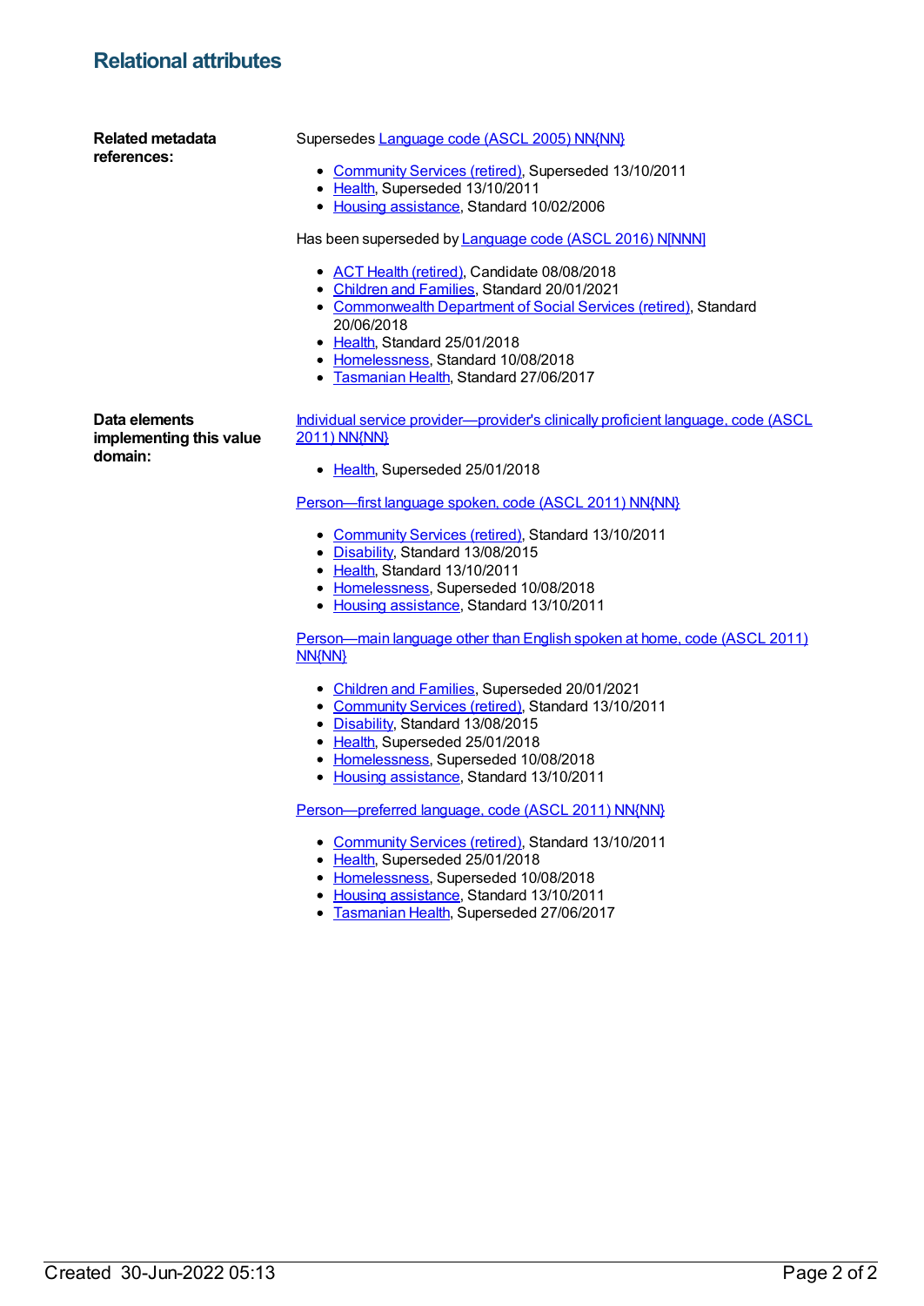## Relational attributes

**Related metadata references:**

Supersedes Language code (ASCL 2005) NN{NN}

- Community Services (retired), Superseded 13/10/2011
- Health, Superseded 13/10/2011
- Housing assistance, Standard 10/02/2006

Has been superseded by Language code (ASCL 2016) N[NNN]

- ACT Health (retired), Candidate 08/08/2018
- Children and Families, Standard 20/01/2021
- Commonwealth Department of Social Services (retired), Standard 20/06/2018
- Health, Standard 25/01/2018
- Homelessness, Standard 10/08/2018
- Tasmanian Health, Standard 27/06/2017

**Data elements implementing this value domain:**

Individual service provider—provider's clinically proficient language, code (ASCL 2011) NN{NN}

- Health, Superseded 25/01/2018

Person—first language spoken, code (ASCL 2011) NN{NN}

- Community Services (retired), Standard 13/10/2011
- Disability, Standard 13/08/2015
- Health, Standard 13/10/2011
- Homelessness, Superseded 10/08/2018
- Housing assistance, Standard 13/10/2011

Person—main language other than English spoken at home, code (ASCL 2011) NN{NN}

- Children and Families, Superseded 20/01/2021
- Community Services (retired), Standard 13/10/2011
- Disability, Standard 13/08/2015
- Health, Superseded 25/01/2018
- Homelessness, Superseded 10/08/2018
- Housing assistance, Standard 13/10/2011

Person—preferred language, code (ASCL 2011) NN{NN}

- Community Services (retired), Standard 13/10/2011
- Health, Superseded 25/01/2018
- Homelessness, Superseded 10/08/2018
- Housing assistance, Standard 13/10/2011
- Tasmanian Health, Superseded 27/06/2017